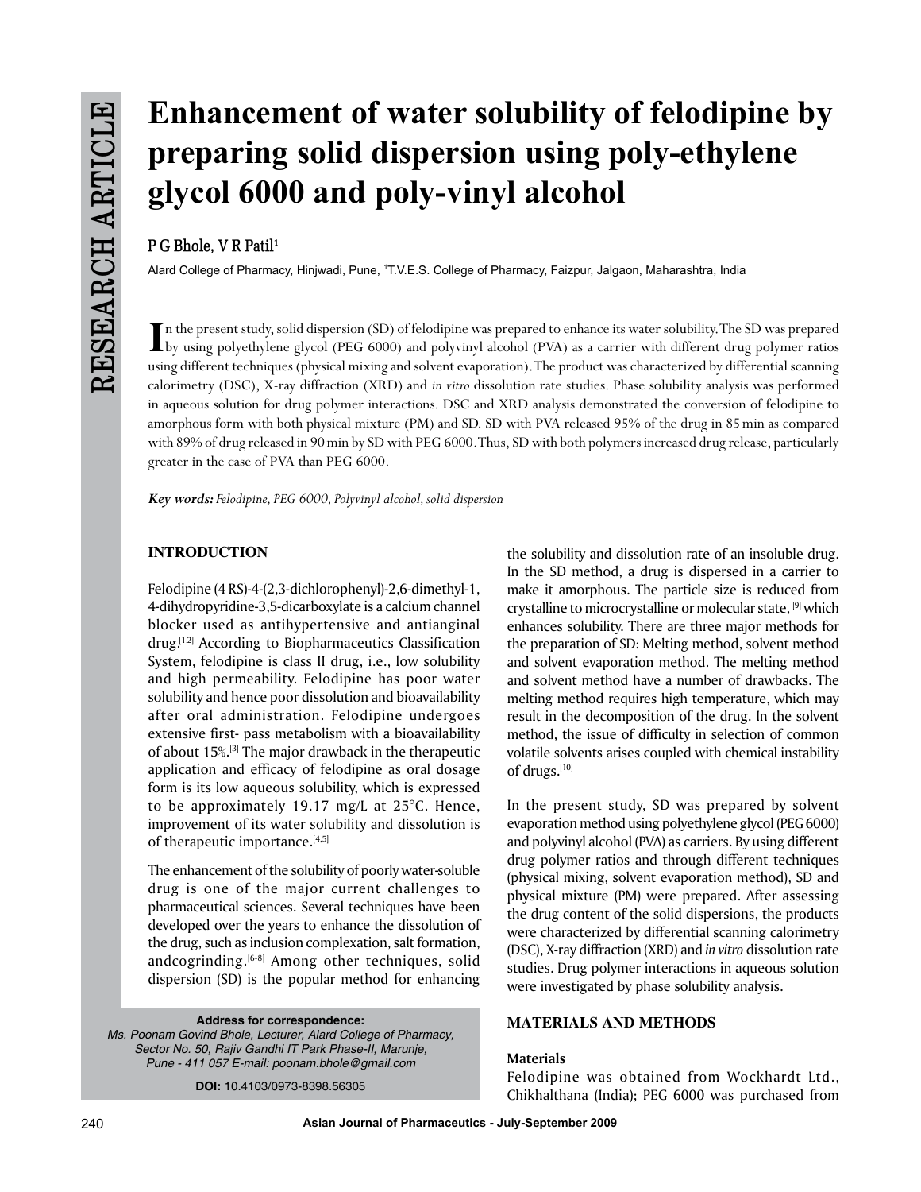RESEARCH ARTICLE

# Enhancement of water solubility of felodipine by preparing solid dispersion using poly-ethylene glycol 6000 and poly-vinyl alcohol

**P G Bhole, V R Patil[1]**

Alard College of Pharmacy, Hinjwadi, Pune, [1]T.V.E.S. College of Pharmacy, Faizpur, Jalgaon, Maharashtra, India

In the present study, solid dispersion (SD) of felodipine was prepared to enhance its water solubility. The SD was prepared by using polyethylene glycol (PEG 6000) and polyvinyl alcohol (PVA) as a carrier with different drug polymer ratios using different techniques (physical mixing and solvent evaporation). The product was characterized by differential scanning calorimetry (DSC), X-ray diffraction (XRD) and *in vitro* dissolution rate studies. Phase solubility analysis was performed in aqueous solution for drug polymer interactions. DSC and XRD analysis demonstrated the conversion of felodipine to amorphous form with both physical mixture (PM) and SD. SD with PVA released 95% of the drug in 85 min as compared with 89% of drug released in 90 min by SD with PEG 6000. Thus, SD with both polymers increased drug release, particularly greater in the case of PVA than PEG 6000.

***Key words:*** *Felodipine, PEG 6000, Polyvinyl alcohol, solid dispersion*

## INTRODUCTION

Felodipine (4 RS)-4-(2,3-dichlorophenyl)-2,6-dimethyl-1, 4-dihydropyridine-3,5-dicarboxylate is a calcium channel blocker used as antihypertensive and antianginal drug.[1,2] According to Biopharmaceutics Classification System, felodipine is class II drug, i.e., low solubility and high permeability. Felodipine has poor water solubility and hence poor dissolution and bioavailability after oral administration. Felodipine undergoes extensive first- pass metabolism with a bioavailability of about 15%.[3] The major drawback in the therapeutic application and efficacy of felodipine as oral dosage form is its low aqueous solubility, which is expressed to be approximately 19.17 mg/L at 25°C. Hence, improvement of its water solubility and dissolution is of therapeutic importance.[4,5]

The enhancement of the solubility of poorly water-soluble drug is one of the major current challenges to pharmaceutical sciences. Several techniques have been developed over the years to enhance the dissolution of the drug, such as inclusion complexation, salt formation, andcogrinding.[6-8] Among other techniques, solid dispersion (SD) is the popular method for enhancing the solubility and dissolution rate of an insoluble drug. In the SD method, a drug is dispersed in a carrier to make it amorphous. The particle size is reduced from crystalline to microcrystalline or molecular state,[9] which enhances solubility. There are three major methods for the preparation of SD: Melting method, solvent method and solvent evaporation method. The melting method and solvent method have a number of drawbacks. The melting method requires high temperature, which may result in the decomposition of the drug. In the solvent method, the issue of difficulty in selection of common volatile solvents arises coupled with chemical instability of drugs.[10]

In the present study, SD was prepared by solvent evaporation method using polyethylene glycol (PEG 6000) and polyvinyl alcohol (PVA) as carriers. By using different drug polymer ratios and through different techniques (physical mixing, solvent evaporation method), SD and physical mixture (PM) were prepared. After assessing the drug content of the solid dispersions, the products were characterized by differential scanning calorimetry (DSC), X-ray diffraction (XRD) and *in vitro* dissolution rate studies. Drug polymer interactions in aqueous solution were investigated by phase solubility analysis.

## MATERIALS AND METHODS

### Materials

Felodipine was obtained from Wockhardt Ltd., Chikhalthana (India); PEG 6000 was purchased from

**Address for correspondence:**
*Ms. Poonam Govind Bhole, Lecturer, Alard College of Pharmacy, Sector No. 50, Rajiv Gandhi IT Park Phase-II, Marunje, Pune - 411 057 E-mail: poonam.bhole@gmail.com*

**DOI:** 10.4103/0973-8398.56305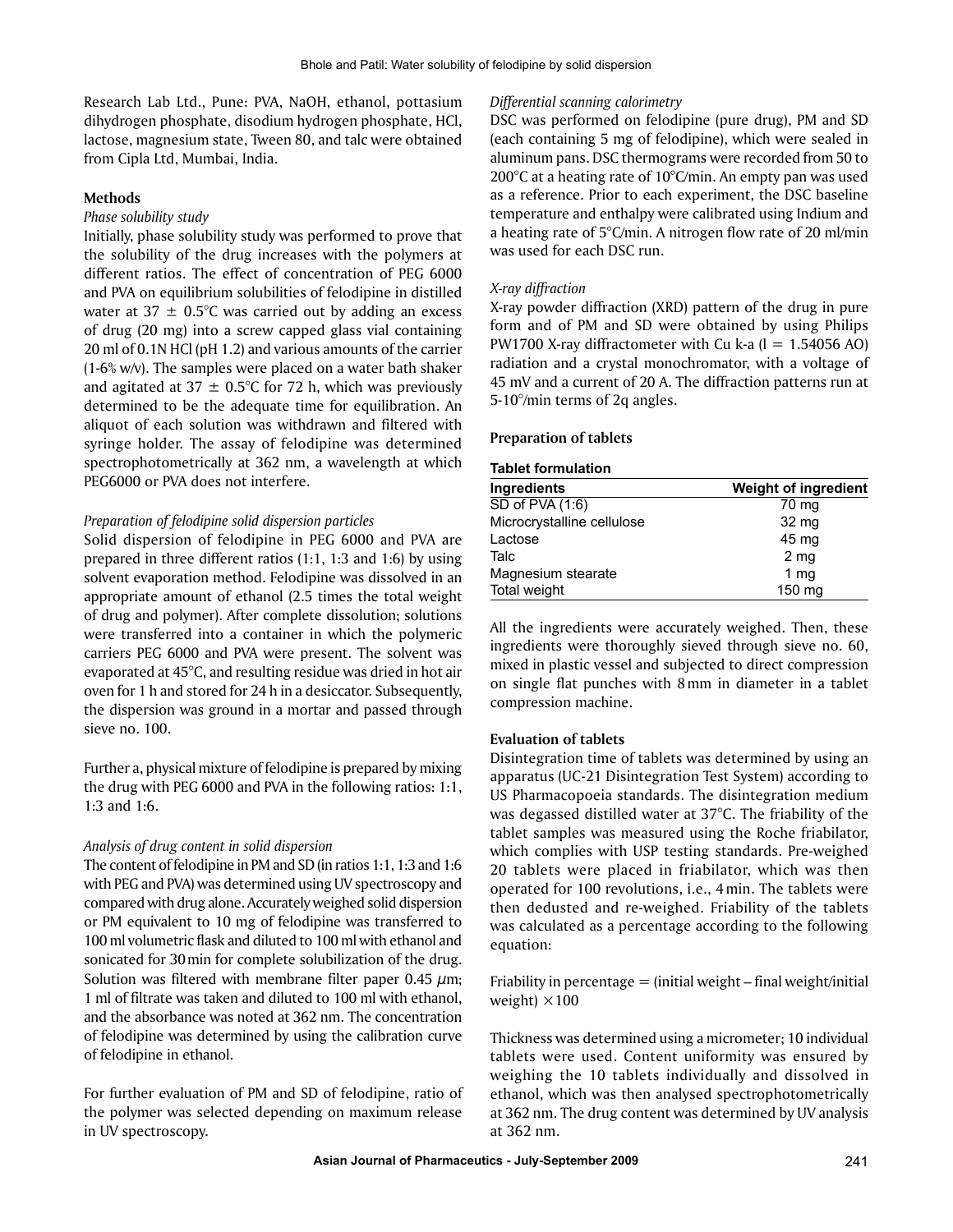Research Lab Ltd., Pune: PVA, NaOH, ethanol, pottasium dihydrogen phosphate, disodium hydrogen phosphate, HCl, lactose, magnesium state, Tween 80, and talc were obtained from Cipla Ltd, Mumbai, India.

### Methods

*Phase solubility study*

Initially, phase solubility study was performed to prove that the solubility of the drug increases with the polymers at different ratios. The effect of concentration of PEG 6000 and PVA on equilibrium solubilities of felodipine in distilled water at 37 ± 0.5°C was carried out by adding an excess of drug (20 mg) into a screw capped glass vial containing 20 ml of 0.1N HCl (pH 1.2) and various amounts of the carrier (1-6% w/v). The samples were placed on a water bath shaker and agitated at 37 ± 0.5°C for 72 h, which was previously determined to be the adequate time for equilibration. An aliquot of each solution was withdrawn and filtered with syringe holder. The assay of felodipine was determined spectrophotometrically at 362 nm, a wavelength at which PEG6000 or PVA does not interfere.

*Preparation of felodipine solid dispersion particles*

Solid dispersion of felodipine in PEG 6000 and PVA are prepared in three different ratios (1:1, 1:3 and 1:6) by using solvent evaporation method. Felodipine was dissolved in an appropriate amount of ethanol (2.5 times the total weight of drug and polymer). After complete dissolution; solutions were transferred into a container in which the polymeric carriers PEG 6000 and PVA were present. The solvent was evaporated at 45°C, and resulting residue was dried in hot air oven for 1 h and stored for 24 h in a desiccator. Subsequently, the dispersion was ground in a mortar and passed through sieve no. 100.

Further a, physical mixture of felodipine is prepared by mixing the drug with PEG 6000 and PVA in the following ratios: 1:1, 1:3 and 1:6.

*Analysis of drug content in solid dispersion*

The content of felodipine in PM and SD (in ratios 1:1, 1:3 and 1:6 with PEG and PVA) was determined using UV spectroscopy and compared with drug alone. Accurately weighed solid dispersion or PM equivalent to 10 mg of felodipine was transferred to 100 ml volumetric flask and diluted to 100 ml with ethanol and sonicated for 30 min for complete solubilization of the drug. Solution was filtered with membrane filter paper 0.45 $\mu$m; 1 ml of filtrate was taken and diluted to 100 ml with ethanol, and the absorbance was noted at 362 nm. The concentration of felodipine was determined by using the calibration curve of felodipine in ethanol.

For further evaluation of PM and SD of felodipine, ratio of the polymer was selected depending on maximum release in UV spectroscopy.

*Differential scanning calorimetry*

DSC was performed on felodipine (pure drug), PM and SD (each containing 5 mg of felodipine), which were sealed in aluminum pans. DSC thermograms were recorded from 50 to 200°C at a heating rate of 10°C/min. An empty pan was used as a reference. Prior to each experiment, the DSC baseline temperature and enthalpy were calibrated using Indium and a heating rate of 5°C/min. A nitrogen flow rate of 20 ml/min was used for each DSC run.

*X-ray diffraction*

X-ray powder diffraction (XRD) pattern of the drug in pure form and of PM and SD were obtained by using Philips PW1700 X-ray diffractometer with Cu k-a (l = 1.54056 AO) radiation and a crystal monochromator, with a voltage of 45 mV and a current of 20 A. The diffraction patterns run at 5-10°/min terms of 2q angles.

### Preparation of tablets

**Tablet formulation**

| Ingredients | Weight of ingredient |
|---|---|
| SD of PVA (1:6) | 70 mg |
| Microcrystalline cellulose | 32 mg |
| Lactose | 45 mg |
| Talc | 2 mg |
| Magnesium stearate | 1 mg |
| Total weight | 150 mg |

All the ingredients were accurately weighed. Then, these ingredients were thoroughly sieved through sieve no. 60, mixed in plastic vessel and subjected to direct compression on single flat punches with 8 mm in diameter in a tablet compression machine.

### Evaluation of tablets

Disintegration time of tablets was determined by using an apparatus (UC-21 Disintegration Test System) according to US Pharmacopoeia standards. The disintegration medium was degassed distilled water at 37°C. The friability of the tablet samples was measured using the Roche friabilator, which complies with USP testing standards. Pre-weighed 20 tablets were placed in friabilator, which was then operated for 100 revolutions, i.e., 4 min. The tablets were then dedusted and re-weighed. Friability of the tablets was calculated as a percentage according to the following equation:

Friability in percentage = (initial weight – final weight/initial weight) × 100

Thickness was determined using a micrometer; 10 individual tablets were used. Content uniformity was ensured by weighing the 10 tablets individually and dissolved in ethanol, which was then analysed spectrophotometrically at 362 nm. The drug content was determined by UV analysis at 362 nm.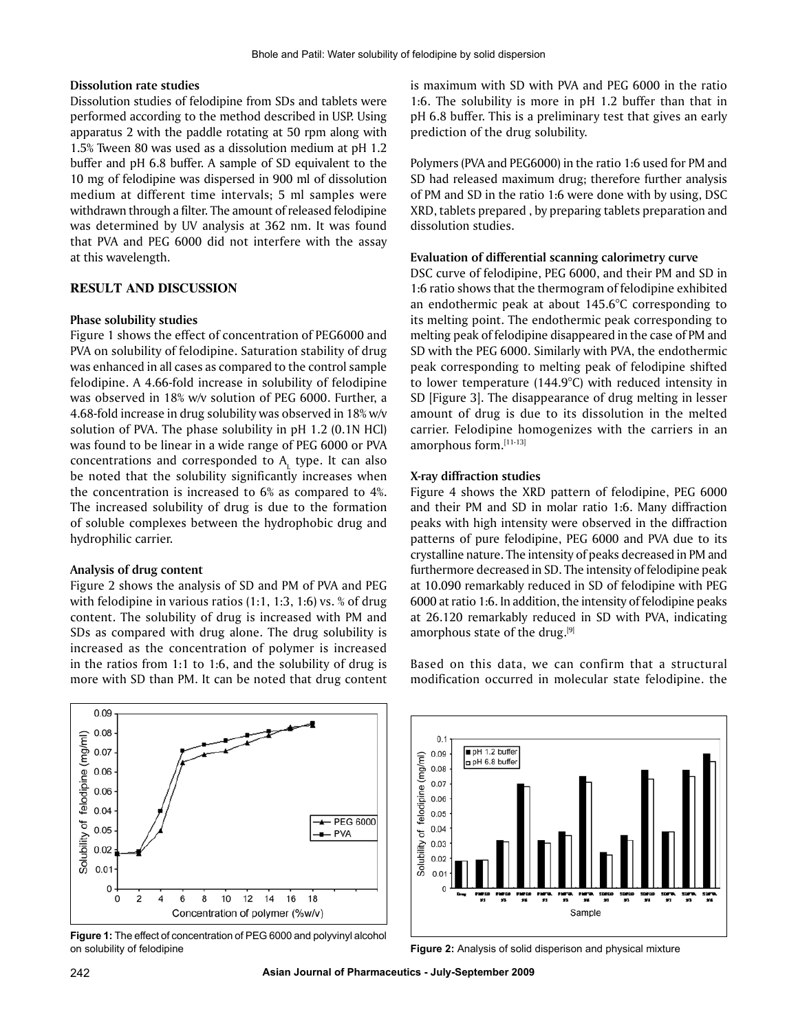**Dissolution rate studies**

Dissolution studies of felodipine from SDs and tablets were performed according to the method described in USP. Using apparatus 2 with the paddle rotating at 50 rpm along with 1.5% Tween 80 was used as a dissolution medium at pH 1.2 buffer and pH 6.8 buffer. A sample of SD equivalent to the 10 mg of felodipine was dispersed in 900 ml of dissolution medium at different time intervals; 5 ml samples were withdrawn through a filter. The amount of released felodipine was determined by UV analysis at 362 nm. It was found that PVA and PEG 6000 did not interfere with the assay at this wavelength.

## RESULT AND DISCUSSION

**Phase solubility studies**

Figure 1 shows the effect of concentration of PEG6000 and PVA on solubility of felodipine. Saturation stability of drug was enhanced in all cases as compared to the control sample felodipine. A 4.66-fold increase in solubility of felodipine was observed in 18% w/v solution of PEG 6000. Further, a 4.68-fold increase in drug solubility was observed in 18% w/v solution of PVA. The phase solubility in pH 1.2 (0.1N HCl) was found to be linear in a wide range of PEG 6000 or PVA concentrations and corresponded to $A_L$ type. It can also be noted that the solubility significantly increases when the concentration is increased to 6% as compared to 4%. The increased solubility of drug is due to the formation of soluble complexes between the hydrophobic drug and hydrophilic carrier.

**Analysis of drug content**

Figure 2 shows the analysis of SD and PM of PVA and PEG with felodipine in various ratios (1:1, 1:3, 1:6) vs. % of drug content. The solubility of drug is increased with PM and SDs as compared with drug alone. The drug solubility is increased as the concentration of polymer is increased in the ratios from 1:1 to 1:6, and the solubility of drug is more with SD than PM. It can be noted that drug content is maximum with SD with PVA and PEG 6000 in the ratio 1:6. The solubility is more in pH 1.2 buffer than that in pH 6.8 buffer. This is a preliminary test that gives an early prediction of the drug solubility.

Polymers (PVA and PEG6000) in the ratio 1:6 used for PM and SD had released maximum drug; therefore further analysis of PM and SD in the ratio 1:6 were done with by using, DSC XRD, tablets prepared , by preparing tablets preparation and dissolution studies.

**Evaluation of differential scanning calorimetry curve**

DSC curve of felodipine, PEG 6000, and their PM and SD in 1:6 ratio shows that the thermogram of felodipine exhibited an endothermic peak at about 145.6°C corresponding to its melting point. The endothermic peak corresponding to melting peak of felodipine disappeared in the case of PM and SD with the PEG 6000. Similarly with PVA, the endothermic peak corresponding to melting peak of felodipine shifted to lower temperature (144.9°C) with reduced intensity in SD [Figure 3]. The disappearance of drug melting in lesser amount of drug is due to its dissolution in the melted carrier. Felodipine homogenizes with the carriers in an amorphous form.[11-13]

**X-ray diffraction studies**

Figure 4 shows the XRD pattern of felodipine, PEG 6000 and their PM and SD in molar ratio 1:6. Many diffraction peaks with high intensity were observed in the diffraction patterns of pure felodipine, PEG 6000 and PVA due to its crystalline nature. The intensity of peaks decreased in PM and furthermore decreased in SD. The intensity of felodipine peak at 10.090 remarkably reduced in SD of felodipine with PEG 6000 at ratio 1:6. In addition, the intensity of felodipine peaks at 26.120 remarkably reduced in SD with PVA, indicating amorphous state of the drug.[9]

Based on this data, we can confirm that a structural modification occurred in molecular state felodipine. the

**Figure 1:** The effect of concentration of PEG 6000 and polyvinyl alcohol on solubility of felodipine

**Figure 2:** Analysis of solid disperison and physical mixture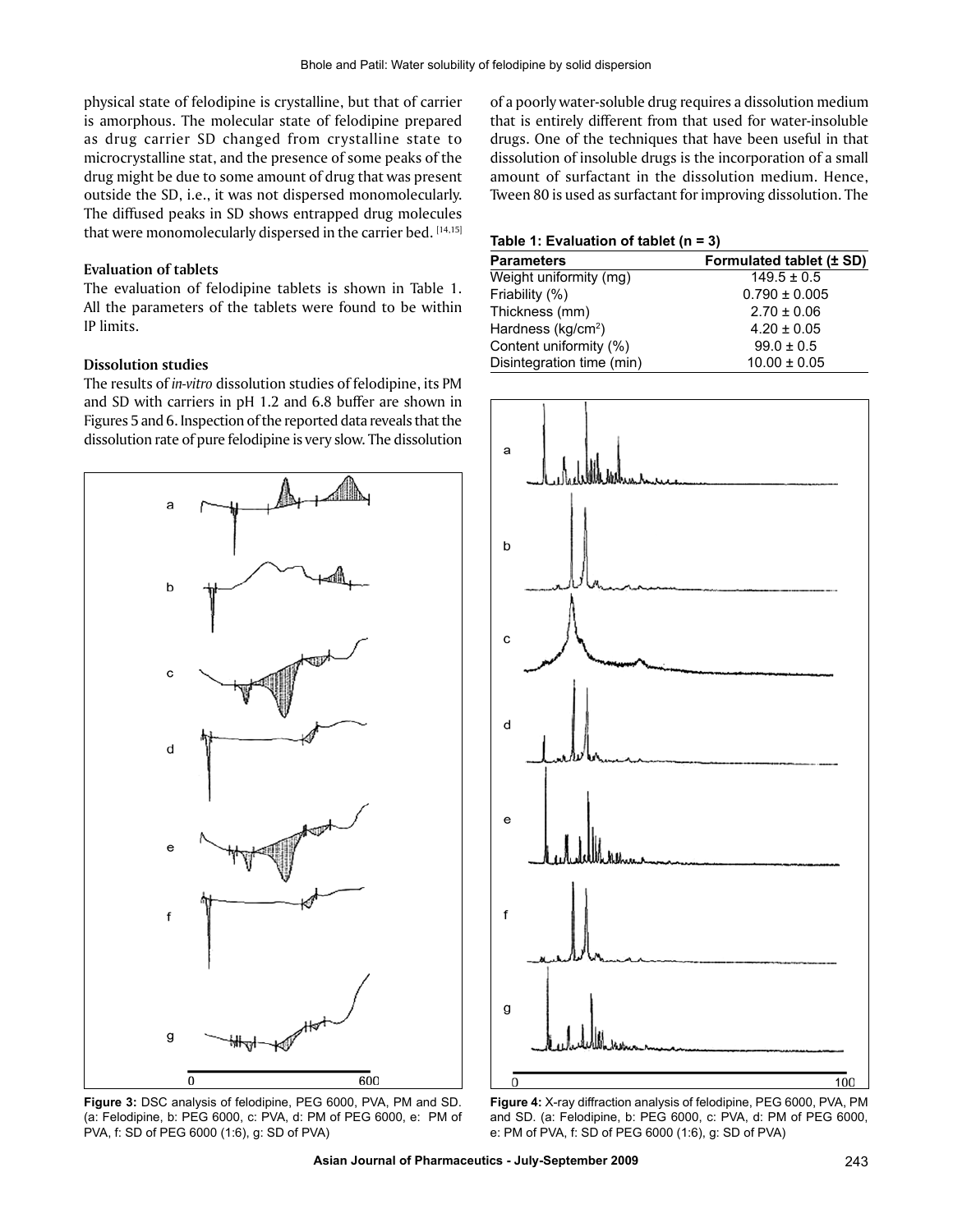physical state of felodipine is crystalline, but that of carrier is amorphous. The molecular state of felodipine prepared as drug carrier SD changed from crystalline state to microcrystalline stat, and the presence of some peaks of the drug might be due to some amount of drug that was present outside the SD, i.e., it was not dispersed monomolecularly. The diffused peaks in SD shows entrapped drug molecules that were monomolecularly dispersed in the carrier bed. [14,15]

### Evaluation of tablets

The evaluation of felodipine tablets is shown in Table 1. All the parameters of the tablets were found to be within IP limits.

### Dissolution studies

The results of *in-vitro* dissolution studies of felodipine, its PM and SD with carriers in pH 1.2 and 6.8 buffer are shown in Figures 5 and 6. Inspection of the reported data reveals that the dissolution rate of pure felodipine is very slow. The dissolution of a poorly water-soluble drug requires a dissolution medium that is entirely different from that used for water-insoluble drugs. One of the techniques that have been useful in that dissolution of insoluble drugs is the incorporation of a small amount of surfactant in the dissolution medium. Hence, Tween 80 is used as surfactant for improving dissolution. The

**Table 1: Evaluation of tablet (n = 3)**

| Parameters | Formulated tablet (± SD) |
|---|---|
| Weight uniformity (mg) | 149.5 ± 0.5 |
| Friability (%) | 0.790 ± 0.005 |
| Thickness (mm) | 2.70 ± 0.06 |
| Hardness (kg/cm$^2$) | 4.20 ± 0.05 |
| Content uniformity (%) | 99.0 ± 0.5 |
| Disintegration time (min) | 10.00 ± 0.05 |

**Figure 3:** DSC analysis of felodipine, PEG 6000, PVA, PM and SD. (a: Felodipine, b: PEG 6000, c: PVA, d: PM of PEG 6000, e: PM of PVA, f: SD of PEG 6000 (1:6), g: SD of PVA)

**Figure 4:** X-ray diffraction analysis of felodipine, PEG 6000, PVA, PM and SD. (a: Felodipine, b: PEG 6000, c: PVA, d: PM of PEG 6000, e: PM of PVA, f: SD of PEG 6000 (1:6), g: SD of PVA)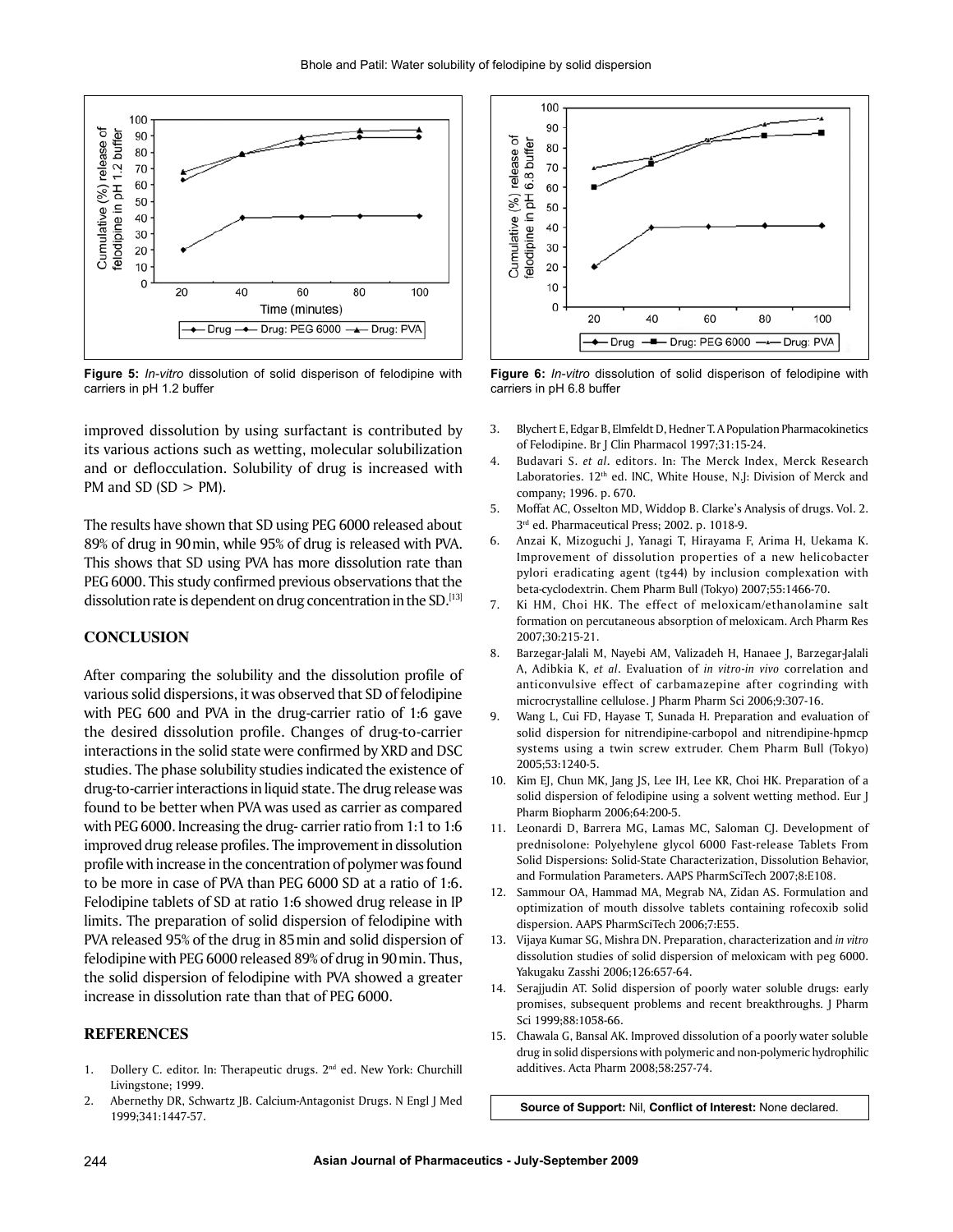Cumulative (%) release of felodipine in pH 1.2 buffer

100
90
80
70
60
50
40
30
20
10
0

20 40 60 80 100

Time (minutes)

Drug — Drug: PEG 6000 — Drug: PVA

**Figure 5:** *In-vitro* dissolution of solid disperison of felodipine with carriers in pH 1.2 buffer

Cumulative (%) release of felodipine in pH 6.8 buffer

100
90
80
70
60
50
40
30
20
10
0

20 40 60 80 100

Drug — Drug: PEG 6000 — Drug: PVA

**Figure 6:** *In-vitro* dissolution of solid disperison of felodipine with carriers in pH 6.8 buffer

improved dissolution by using surfactant is contributed by its various actions such as wetting, molecular solubilization and or deflocculation. Solubility of drug is increased with PM and SD (SD > PM).

The results have shown that SD using PEG 6000 released about 89% of drug in 90 min, while 95% of drug is released with PVA. This shows that SD using PVA has more dissolution rate than PEG 6000. This study confirmed previous observations that the dissolution rate is dependent on drug concentration in the SD.[13]

## CONCLUSION

After comparing the solubility and the dissolution profile of various solid dispersions, it was observed that SD of felodipine with PEG 600 and PVA in the drug-carrier ratio of 1:6 gave the desired dissolution profile. Changes of drug-to-carrier interactions in the solid state were confirmed by XRD and DSC studies. The phase solubility studies indicated the existence of drug-to-carrier interactions in liquid state. The drug release was found to be better when PVA was used as carrier as compared with PEG 6000. Increasing the drug- carrier ratio from 1:1 to 1:6 improved drug release profiles. The improvement in dissolution profile with increase in the concentration of polymer was found to be more in case of PVA than PEG 6000 SD at a ratio of 1:6. Felodipine tablets of SD at ratio 1:6 showed drug release in IP limits. The preparation of solid dispersion of felodipine with PVA released 95% of the drug in 85 min and solid dispersion of felodipine with PEG 6000 released 89% of drug in 90 min. Thus, the solid dispersion of felodipine with PVA showed a greater increase in dissolution rate than that of PEG 6000.

## REFERENCES

1. Dollery C. editor. In: Therapeutic drugs. 2nd ed. New York: Churchill Livingstone; 1999.
2. Abernethy DR, Schwartz JB. Calcium-Antagonist Drugs. N Engl J Med 1999;341:1447-57.
3. Blychert E, Edgar B, Elmfeldt D, Hedner T. A Population Pharmacokinetics of Felodipine. Br J Clin Pharmacol 1997;31:15-24.
4. Budavari S. *et al*. editors. In: The Merck Index, Merck Research Laboratories. 12th ed. INC, White House, N.J: Division of Merck and company; 1996. p. 670.
5. Moffat AC, Osselton MD, Widdop B. Clarke's Analysis of drugs. Vol. 2. 3rd ed. Pharmaceutical Press; 2002. p. 1018-9.
6. Anzai K, Mizoguchi J, Yanagi T, Hirayama F, Arima H, Uekama K. Improvement of dissolution properties of a new helicobacter pylori eradicating agent (tg44) by inclusion complexation with beta-cyclodextrin. Chem Pharm Bull (Tokyo) 2007;55:1466-70.
7. Ki HM, Choi HK. The effect of meloxicam/ethanolamine salt formation on percutaneous absorption of meloxicam. Arch Pharm Res 2007;30:215-21.
8. Barzegar-Jalali M, Nayebi AM, Valizadeh H, Hanaee J, Barzegar-Jalali A, Adibkia K, *et al*. Evaluation of *in vitro-in vivo* correlation and anticonvulsive effect of carbamazepine after cogrinding with microcrystalline cellulose. J Pharm Pharm Sci 2006;9:307-16.
9. Wang L, Cui FD, Hayase T, Sunada H. Preparation and evaluation of solid dispersion for nitrendipine-carbopol and nitrendipine-hpmcp systems using a twin screw extruder. Chem Pharm Bull (Tokyo) 2005;53:1240-5.
10. Kim EJ, Chun MK, Jang JS, Lee IH, Lee KR, Choi HK. Preparation of a solid dispersion of felodipine using a solvent wetting method. Eur J Pharm Biopharm 2006;64:200-5.
11. Leonardi D, Barrera MG, Lamas MC, Saloman CJ. Development of prednisolone: Polyehylene glycol 6000 Fast-release Tablets From Solid Dispersions: Solid-State Characterization, Dissolution Behavior, and Formulation Parameters. AAPS PharmSciTech 2007;8:E108.
12. Sammour OA, Hammad MA, Megrab NA, Zidan AS. Formulation and optimization of mouth dissolve tablets containing rofecoxib solid dispersion. AAPS PharmSciTech 2006;7:E55.
13. Vijaya Kumar SG, Mishra DN. Preparation, characterization and *in vitro* dissolution studies of solid dispersion of meloxicam with peg 6000. Yakugaku Zasshi 2006;126:657-64.
14. Serajjudin AT. Solid dispersion of poorly water soluble drugs: early promises, subsequent problems and recent breakthroughs. J Pharm Sci 1999;88:1058-66.
15. Chawala G, Bansal AK. Improved dissolution of a poorly water soluble drug in solid dispersions with polymeric and non-polymeric hydrophilic additives. Acta Pharm 2008;58:257-74.

**Source of Support:** Nil, **Conflict of Interest:** None declared.